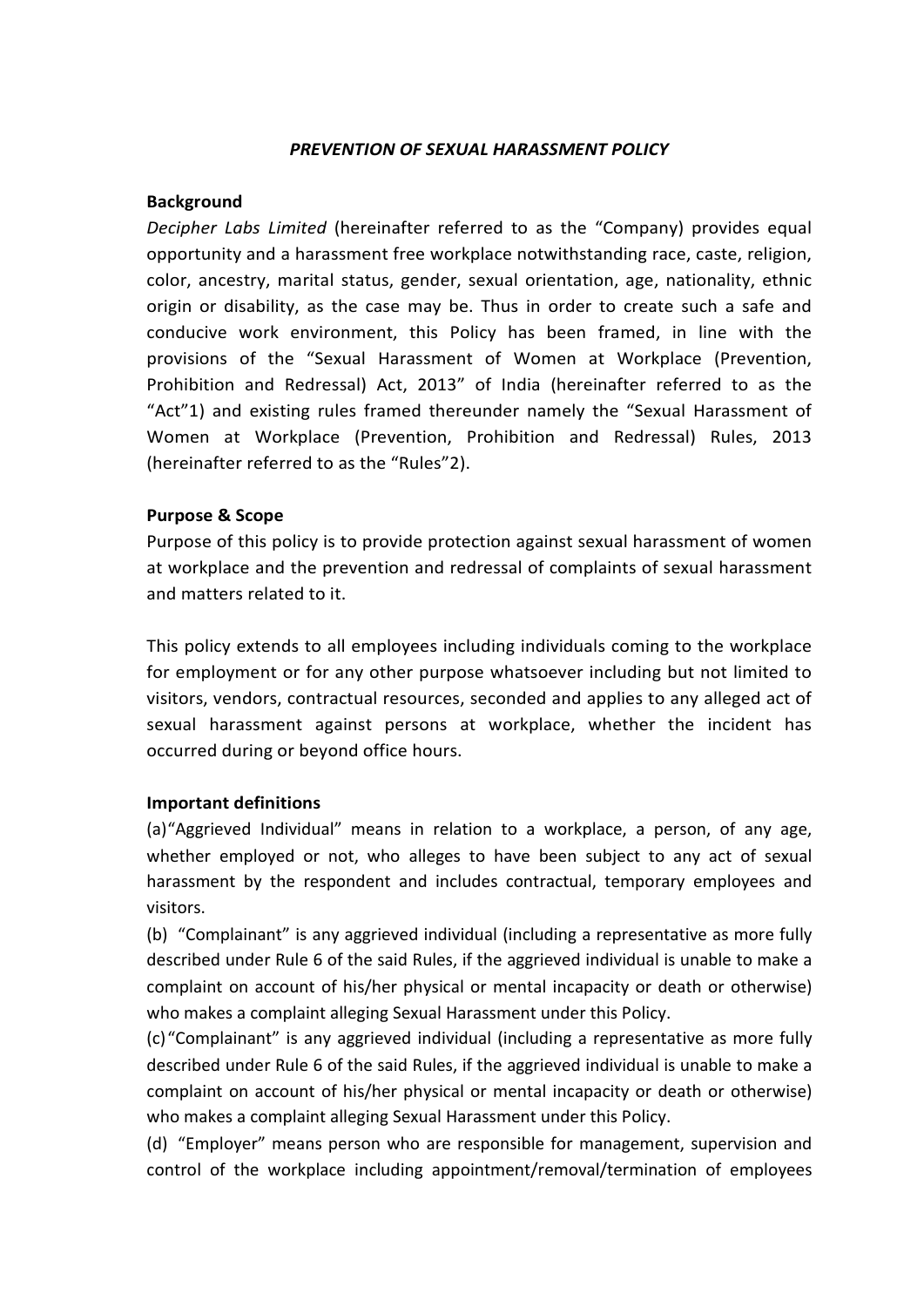## *PREVENTION OF SEXUAL HARASSMENT POLICY*

**Background**

*Decipher Labs Limited* (hereinafter referred to as the "Company) provides equal opportunity and a harassment free workplace notwithstanding race, caste, religion, color, ancestry, marital status, gender, sexual orientation, age, nationality, ethnic origin or disability, as the case may be. Thus in order to create such a safe and conducive work environment, this Policy has been framed, in line with the provisions of the "Sexual Harassment of Women at Workplace (Prevention, Prohibition and Redressal) Act, 2013" of India (hereinafter referred to as the "Act"1) and existing rules framed thereunder namely the "Sexual Harassment of Women at Workplace (Prevention, Prohibition and Redressal) Rules, 2013 (hereinafter referred to as the "Rules"2).

**Purpose & Scope**

Purpose of this policy is to provide protection against sexual harassment of women at workplace and the prevention and redressal of complaints of sexual harassment and matters related to it.

This policy extends to all employees including individuals coming to the workplace for employment or for any other purpose whatsoever including but not limited to visitors, vendors, contractual resources, seconded and applies to any alleged act of sexual harassment against persons at workplace, whether the incident has occurred during or beyond office hours.

**Important definitions**

(a) "Aggrieved Individual" means in relation to a workplace, a person, of any age, whether employed or not, who alleges to have been subject to any act of sexual harassment by the respondent and includes contractual, temporary employees and visitors.

(b) "Complainant" is any aggrieved individual (including a representative as more fully described under Rule 6 of the said Rules, if the aggrieved individual is unable to make a complaint on account of his/her physical or mental incapacity or death or otherwise) who makes a complaint alleging Sexual Harassment under this Policy.

(c) "Complainant" is any aggrieved individual (including a representative as more fully described under Rule 6 of the said Rules, if the aggrieved individual is unable to make a complaint on account of his/her physical or mental incapacity or death or otherwise) who makes a complaint alleging Sexual Harassment under this Policy.

(d) "Employer" means person who are responsible for management, supervision and control of the workplace including appointment/removal/termination of employees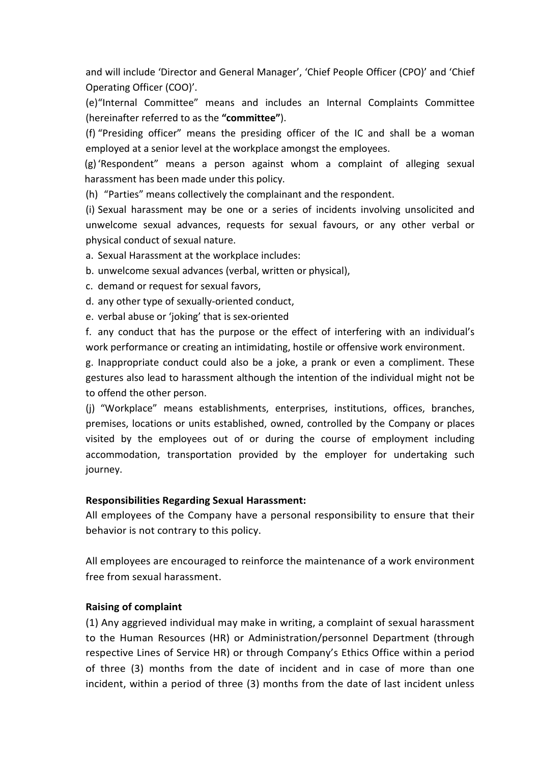and will include 'Director and General Manager', 'Chief People Officer (CPO)' and 'Chief Operating Officer (COO)'.

(e)"Internal Committee" means and includes an Internal Complaints Committee (hereinafter referred to as the **"committee"**).

(f) "Presiding officer" means the presiding officer of the IC and shall be a woman employed at a senior level at the workplace amongst the employees.

(g) 'Respondent" means a person against whom a complaint of alleging sexual harassment has been made under this policy.

(h) "Parties" means collectively the complainant and the respondent.

(i) Sexual harassment may be one or a series of incidents involving unsolicited and unwelcome sexual advances, requests for sexual favours, or any other verbal or physical conduct of sexual nature.

a. Sexual Harassment at the workplace includes:

b. unwelcome sexual advances (verbal, written or physical),

c. demand or request for sexual favors,

d. any other type of sexually-oriented conduct,

e. verbal abuse or 'joking' that is sex-oriented

f. any conduct that has the purpose or the effect of interfering with an individual's work performance or creating an intimidating, hostile or offensive work environment.

g. Inappropriate conduct could also be a joke, a prank or even a compliment. These gestures also lead to harassment although the intention of the individual might not be to offend the other person.

(j) "Workplace" means establishments, enterprises, institutions, offices, branches, premises, locations or units established, owned, controlled by the Company or places visited by the employees out of or during the course of employment including accommodation, transportation provided by the employer for undertaking such journey.

**Responsibilities Regarding Sexual Harassment:**

All employees of the Company have a personal responsibility to ensure that their behavior is not contrary to this policy.

All employees are encouraged to reinforce the maintenance of a work environment free from sexual harassment.

**Raising of complaint**

(1) Any aggrieved individual may make in writing, a complaint of sexual harassment to the Human Resources (HR) or Administration/personnel Department (through respective Lines of Service HR) or through Company's Ethics Office within a period of three (3) months from the date of incident and in case of more than one incident, within a period of three (3) months from the date of last incident unless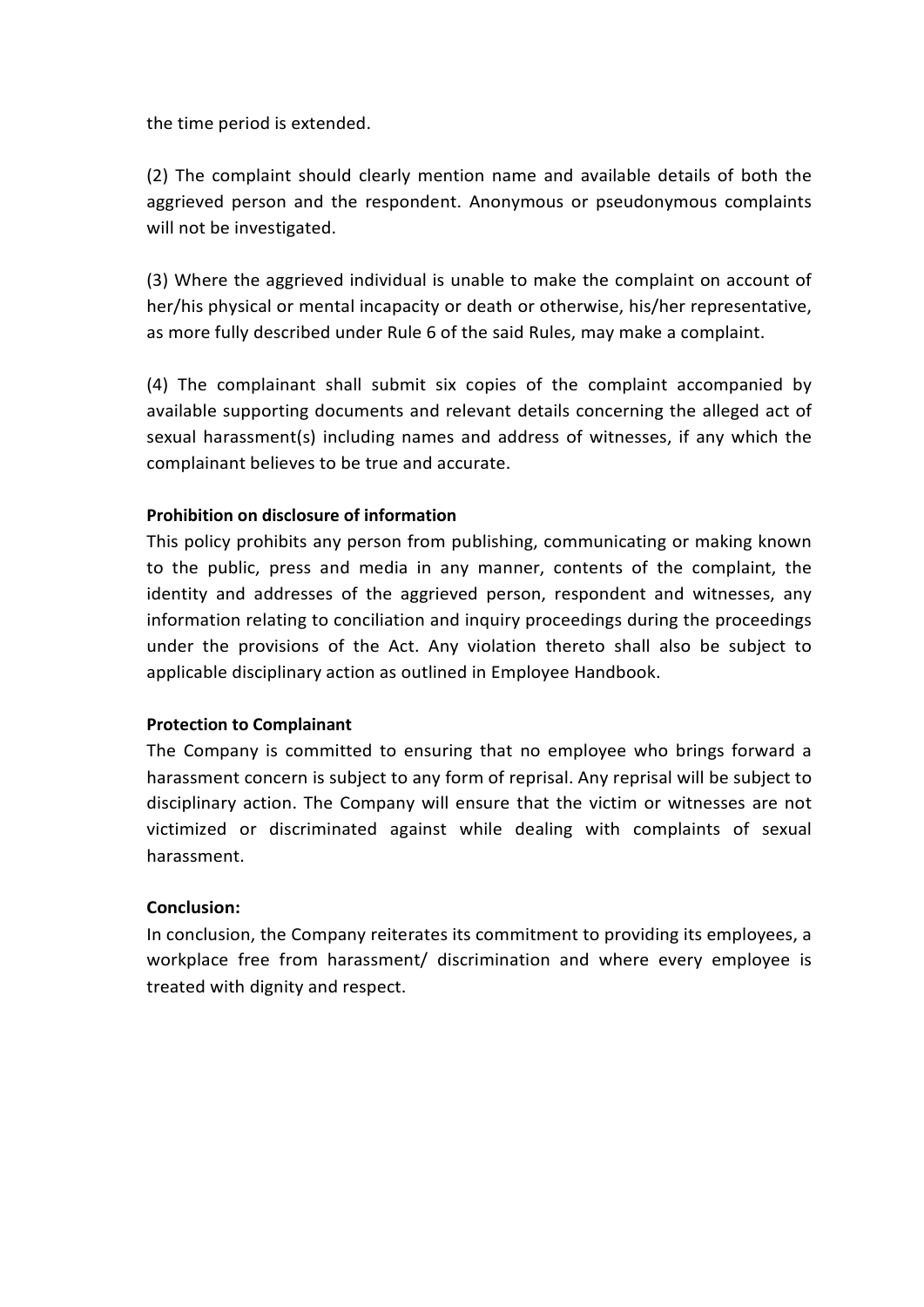the time period is extended.

(2) The complaint should clearly mention name and available details of both the aggrieved person and the respondent. Anonymous or pseudonymous complaints will not be investigated.

(3) Where the aggrieved individual is unable to make the complaint on account of her/his physical or mental incapacity or death or otherwise, his/her representative, as more fully described under Rule 6 of the said Rules, may make a complaint.

(4) The complainant shall submit six copies of the complaint accompanied by available supporting documents and relevant details concerning the alleged act of sexual harassment(s) including names and address of witnesses, if any which the complainant believes to be true and accurate.

**Prohibition on disclosure of information**

This policy prohibits any person from publishing, communicating or making known to the public, press and media in any manner, contents of the complaint, the identity and addresses of the aggrieved person, respondent and witnesses, any information relating to conciliation and inquiry proceedings during the proceedings under the provisions of the Act. Any violation thereto shall also be subject to applicable disciplinary action as outlined in Employee Handbook.

**Protection to Complainant**

The Company is committed to ensuring that no employee who brings forward a harassment concern is subject to any form of reprisal. Any reprisal will be subject to disciplinary action. The Company will ensure that the victim or witnesses are not victimized or discriminated against while dealing with complaints of sexual harassment.

**Conclusion:**

In conclusion, the Company reiterates its commitment to providing its employees, a workplace free from harassment/ discrimination and where every employee is treated with dignity and respect.